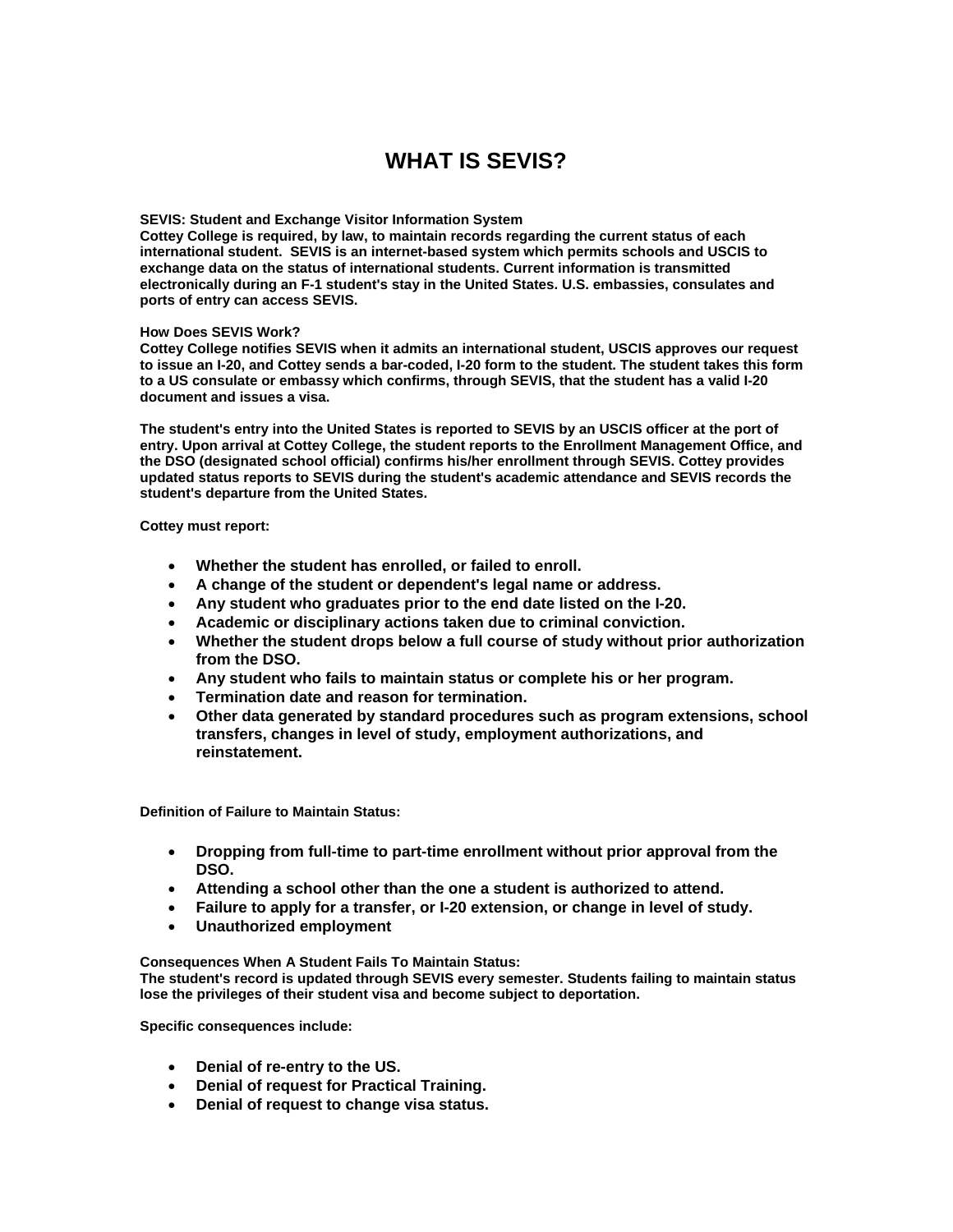# WHAT IS SEVIS?

**SEVIS: Student and Exchange Visitor Information System**
**Cottey College is required, by law, to maintain records regarding the current status of each international student. SEVIS is an internet-based system which permits schools and USCIS to exchange data on the status of international students. Current information is transmitted electronically during an F-1 student's stay in the United States. U.S. embassies, consulates and ports of entry can access SEVIS.**

**How Does SEVIS Work?**
**Cottey College notifies SEVIS when it admits an international student, USCIS approves our request to issue an I-20, and Cottey sends a bar-coded, I-20 form to the student. The student takes this form to a US consulate or embassy which confirms, through SEVIS, that the student has a valid I-20 document and issues a visa.**

**The student's entry into the United States is reported to SEVIS by an USCIS officer at the port of entry. Upon arrival at Cottey College, the student reports to the Enrollment Management Office, and the DSO (designated school official) confirms his/her enrollment through SEVIS. Cottey provides updated status reports to SEVIS during the student's academic attendance and SEVIS records the student's departure from the United States.**

**Cottey must report:**

- **Whether the student has enrolled, or failed to enroll.**
- **A change of the student or dependent's legal name or address.**
- **Any student who graduates prior to the end date listed on the I-20.**
- **Academic or disciplinary actions taken due to criminal conviction.**
- **Whether the student drops below a full course of study without prior authorization from the DSO.**
- **Any student who fails to maintain status or complete his or her program.**
- **Termination date and reason for termination.**
- **Other data generated by standard procedures such as program extensions, school transfers, changes in level of study, employment authorizations, and reinstatement.**

**Definition of Failure to Maintain Status:**

- **Dropping from full-time to part-time enrollment without prior approval from the DSO.**
- **Attending a school other than the one a student is authorized to attend.**
- **Failure to apply for a transfer, or I-20 extension, or change in level of study.**
- **Unauthorized employment**

**Consequences When A Student Fails To Maintain Status:**
**The student's record is updated through SEVIS every semester. Students failing to maintain status lose the privileges of their student visa and become subject to deportation.**

**Specific consequences include:**

- **Denial of re-entry to the US.**
- **Denial of request for Practical Training.**
- **Denial of request to change visa status.**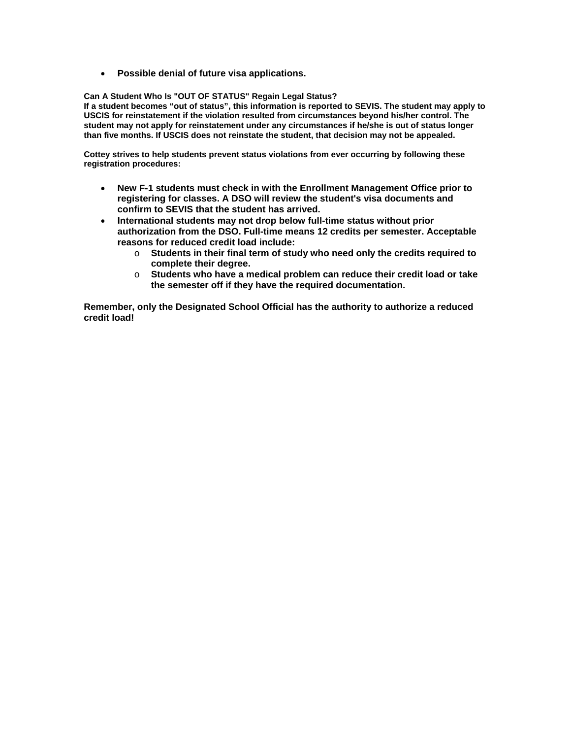- **Possible denial of future visa applications.**

**Can A Student Who Is "OUT OF STATUS" Regain Legal Status?**
**If a student becomes “out of status”, this information is reported to SEVIS. The student may apply to USCIS for reinstatement if the violation resulted from circumstances beyond his/her control. The student may not apply for reinstatement under any circumstances if he/she is out of status longer than five months. If USCIS does not reinstate the student, that decision may not be appealed.**

**Cottey strives to help students prevent status violations from ever occurring by following these registration procedures:**

- **New F-1 students must check in with the Enrollment Management Office prior to registering for classes. A DSO will review the student's visa documents and confirm to SEVIS that the student has arrived.**
- **International students may not drop below full-time status without prior authorization from the DSO. Full-time means 12 credits per semester. Acceptable reasons for reduced credit load include:**
  - **Students in their final term of study who need only the credits required to complete their degree.**
  - **Students who have a medical problem can reduce their credit load or take the semester off if they have the required documentation.**

**Remember, only the Designated School Official has the authority to authorize a reduced credit load!**